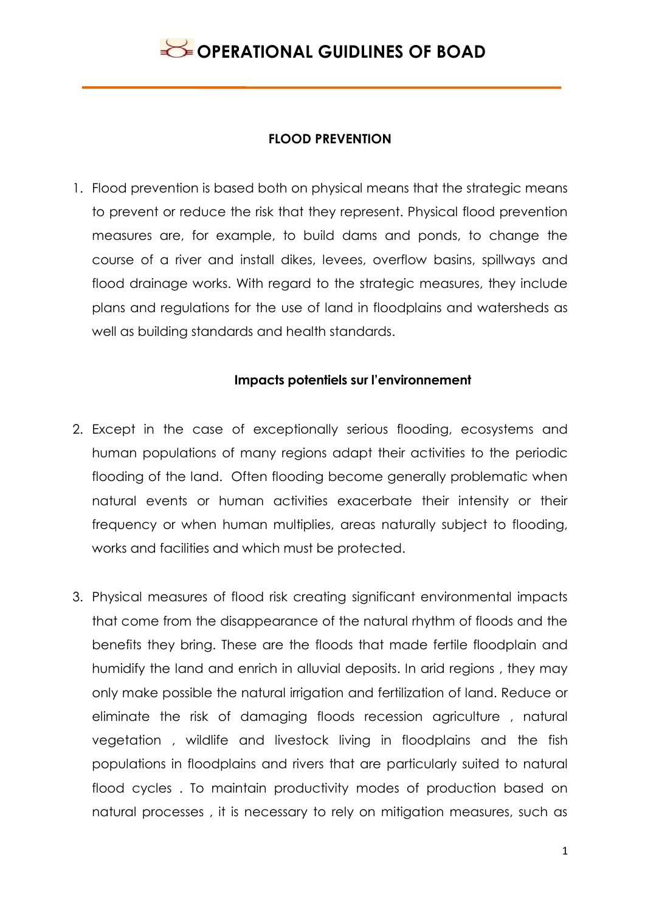# OPERATIONAL GUIDLINES OF BOAD

## FLOOD PREVENTION

1. Flood prevention is based both on physical means that the strategic means to prevent or reduce the risk that they represent. Physical flood prevention measures are, for example, to build dams and ponds, to change the course of a river and install dikes, levees, overflow basins, spillways and flood drainage works. With regard to the strategic measures, they include plans and regulations for the use of land in floodplains and watersheds as well as building standards and health standards.

### Impacts potentiels sur l'environnement

2. Except in the case of exceptionally serious flooding, ecosystems and human populations of many regions adapt their activities to the periodic flooding of the land. Often flooding become generally problematic when natural events or human activities exacerbate their intensity or their frequency or when human multiplies, areas naturally subject to flooding, works and facilities and which must be protected.

3. Physical measures of flood risk creating significant environmental impacts that come from the disappearance of the natural rhythm of floods and the benefits they bring. These are the floods that made fertile floodplain and humidify the land and enrich in alluvial deposits. In arid regions , they may only make possible the natural irrigation and fertilization of land. Reduce or eliminate the risk of damaging floods recession agriculture , natural vegetation , wildlife and livestock living in floodplains and the fish populations in floodplains and rivers that are particularly suited to natural flood cycles . To maintain productivity modes of production based on natural processes , it is necessary to rely on mitigation measures, such as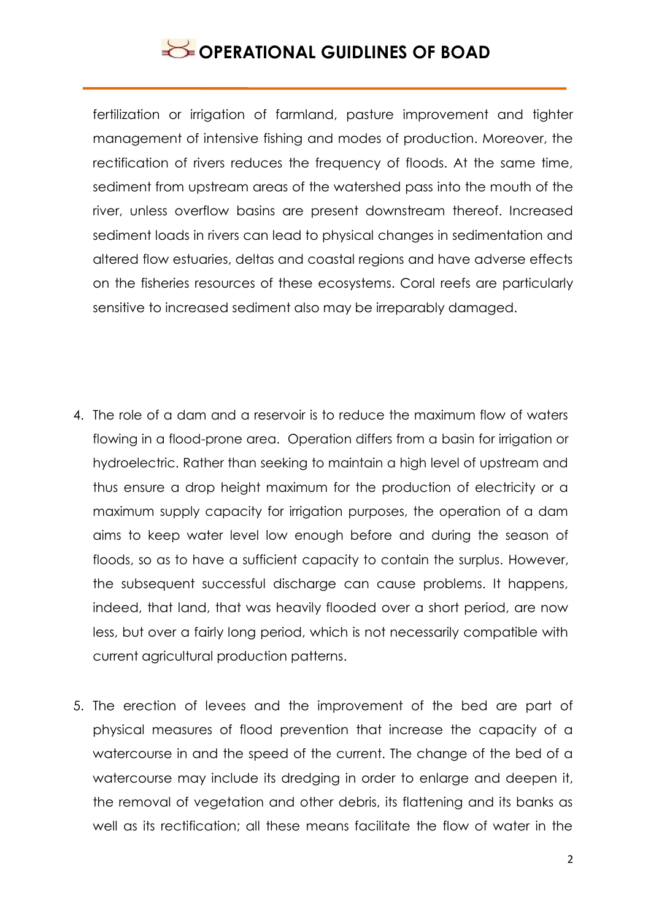fertilization or irrigation of farmland, pasture improvement and tighter management of intensive fishing and modes of production. Moreover, the rectification of rivers reduces the frequency of floods. At the same time, sediment from upstream areas of the watershed pass into the mouth of the river, unless overflow basins are present downstream thereof. Increased sediment loads in rivers can lead to physical changes in sedimentation and altered flow estuaries, deltas and coastal regions and have adverse effects on the fisheries resources of these ecosystems. Coral reefs are particularly sensitive to increased sediment also may be irreparably damaged.

4. The role of a dam and a reservoir is to reduce the maximum flow of waters flowing in a flood-prone area. Operation differs from a basin for irrigation or hydroelectric. Rather than seeking to maintain a high level of upstream and thus ensure a drop height maximum for the production of electricity or a maximum supply capacity for irrigation purposes, the operation of a dam aims to keep water level low enough before and during the season of floods, so as to have a sufficient capacity to contain the surplus. However, the subsequent successful discharge can cause problems. It happens, indeed, that land, that was heavily flooded over a short period, are now less, but over a fairly long period, which is not necessarily compatible with current agricultural production patterns.

5. The erection of levees and the improvement of the bed are part of physical measures of flood prevention that increase the capacity of a watercourse in and the speed of the current. The change of the bed of a watercourse may include its dredging in order to enlarge and deepen it, the removal of vegetation and other debris, its flattening and its banks as well as its rectification; all these means facilitate the flow of water in the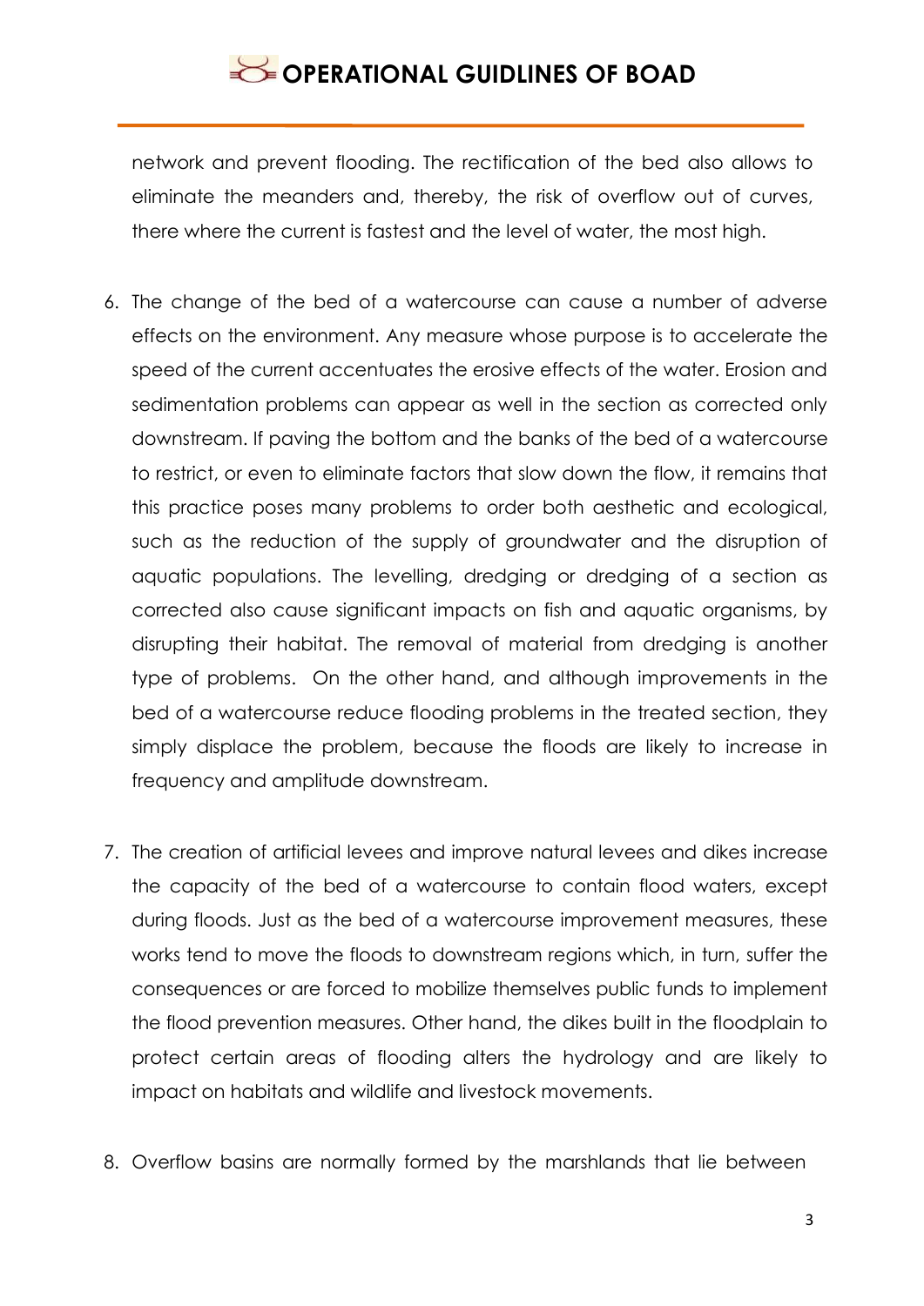network and prevent flooding. The rectification of the bed also allows to eliminate the meanders and, thereby, the risk of overflow out of curves, there where the current is fastest and the level of water, the most high.

6. The change of the bed of a watercourse can cause a number of adverse effects on the environment. Any measure whose purpose is to accelerate the speed of the current accentuates the erosive effects of the water. Erosion and sedimentation problems can appear as well in the section as corrected only downstream. If paving the bottom and the banks of the bed of a watercourse to restrict, or even to eliminate factors that slow down the flow, it remains that this practice poses many problems to order both aesthetic and ecological, such as the reduction of the supply of groundwater and the disruption of aquatic populations. The levelling, dredging or dredging of a section as corrected also cause significant impacts on fish and aquatic organisms, by disrupting their habitat. The removal of material from dredging is another type of problems. On the other hand, and although improvements in the bed of a watercourse reduce flooding problems in the treated section, they simply displace the problem, because the floods are likely to increase in frequency and amplitude downstream.

7. The creation of artificial levees and improve natural levees and dikes increase the capacity of the bed of a watercourse to contain flood waters, except during floods. Just as the bed of a watercourse improvement measures, these works tend to move the floods to downstream regions which, in turn, suffer the consequences or are forced to mobilize themselves public funds to implement the flood prevention measures. Other hand, the dikes built in the floodplain to protect certain areas of flooding alters the hydrology and are likely to impact on habitats and wildlife and livestock movements.

8. Overflow basins are normally formed by the marshlands that lie between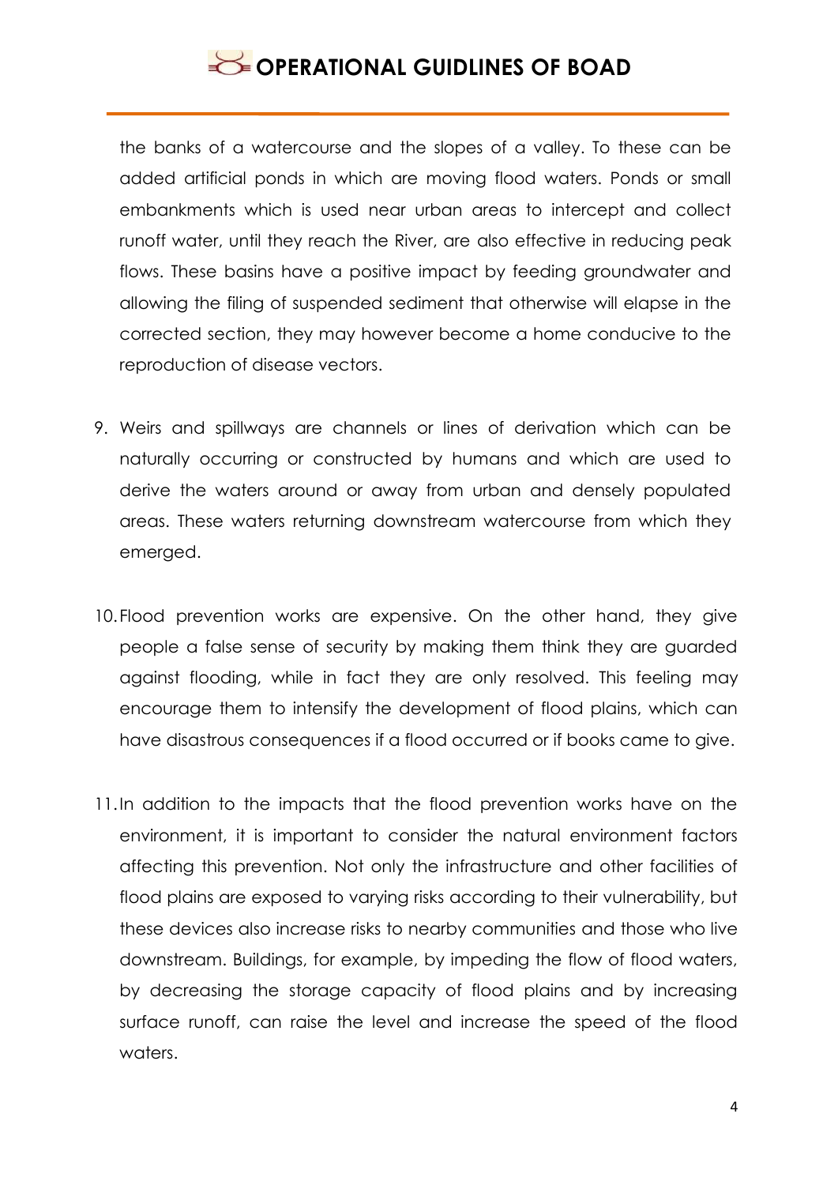the banks of a watercourse and the slopes of a valley. To these can be added artificial ponds in which are moving flood waters. Ponds or small embankments which is used near urban areas to intercept and collect runoff water, until they reach the River, are also effective in reducing peak flows. These basins have a positive impact by feeding groundwater and allowing the filing of suspended sediment that otherwise will elapse in the corrected section, they may however become a home conducive to the reproduction of disease vectors.

9. Weirs and spillways are channels or lines of derivation which can be naturally occurring or constructed by humans and which are used to derive the waters around or away from urban and densely populated areas. These waters returning downstream watercourse from which they emerged.

10. Flood prevention works are expensive. On the other hand, they give people a false sense of security by making them think they are guarded against flooding, while in fact they are only resolved. This feeling may encourage them to intensify the development of flood plains, which can have disastrous consequences if a flood occurred or if books came to give.

11. In addition to the impacts that the flood prevention works have on the environment, it is important to consider the natural environment factors affecting this prevention. Not only the infrastructure and other facilities of flood plains are exposed to varying risks according to their vulnerability, but these devices also increase risks to nearby communities and those who live downstream. Buildings, for example, by impeding the flow of flood waters, by decreasing the storage capacity of flood plains and by increasing surface runoff, can raise the level and increase the speed of the flood waters.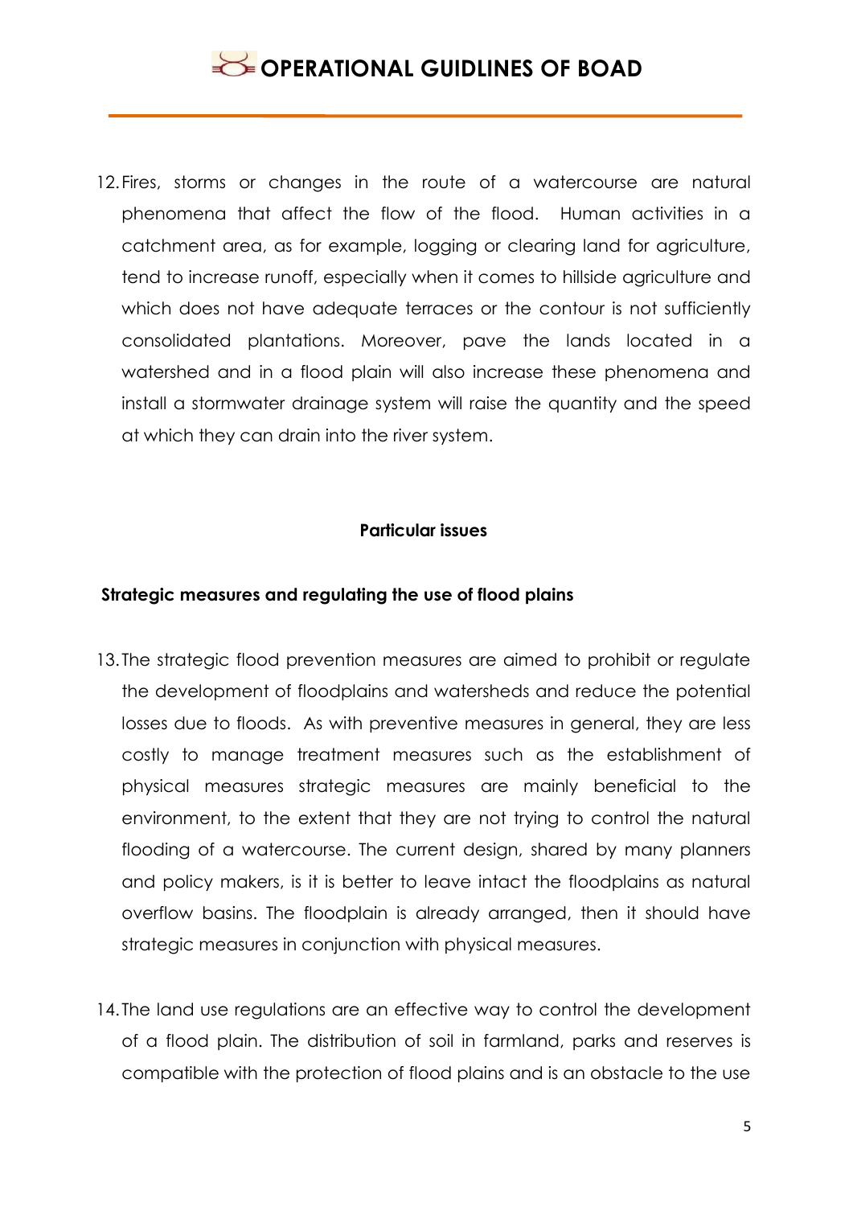12. Fires, storms or changes in the route of a watercourse are natural phenomena that affect the flow of the flood. Human activities in a catchment area, as for example, logging or clearing land for agriculture, tend to increase runoff, especially when it comes to hillside agriculture and which does not have adequate terraces or the contour is not sufficiently consolidated plantations. Moreover, pave the lands located in a watershed and in a flood plain will also increase these phenomena and install a stormwater drainage system will raise the quantity and the speed at which they can drain into the river system.

**Particular issues**

**Strategic measures and regulating the use of flood plains**

13. The strategic flood prevention measures are aimed to prohibit or regulate the development of floodplains and watersheds and reduce the potential losses due to floods. As with preventive measures in general, they are less costly to manage treatment measures such as the establishment of physical measures strategic measures are mainly beneficial to the environment, to the extent that they are not trying to control the natural flooding of a watercourse. The current design, shared by many planners and policy makers, is it is better to leave intact the floodplains as natural overflow basins. The floodplain is already arranged, then it should have strategic measures in conjunction with physical measures.

14. The land use regulations are an effective way to control the development of a flood plain. The distribution of soil in farmland, parks and reserves is compatible with the protection of flood plains and is an obstacle to the use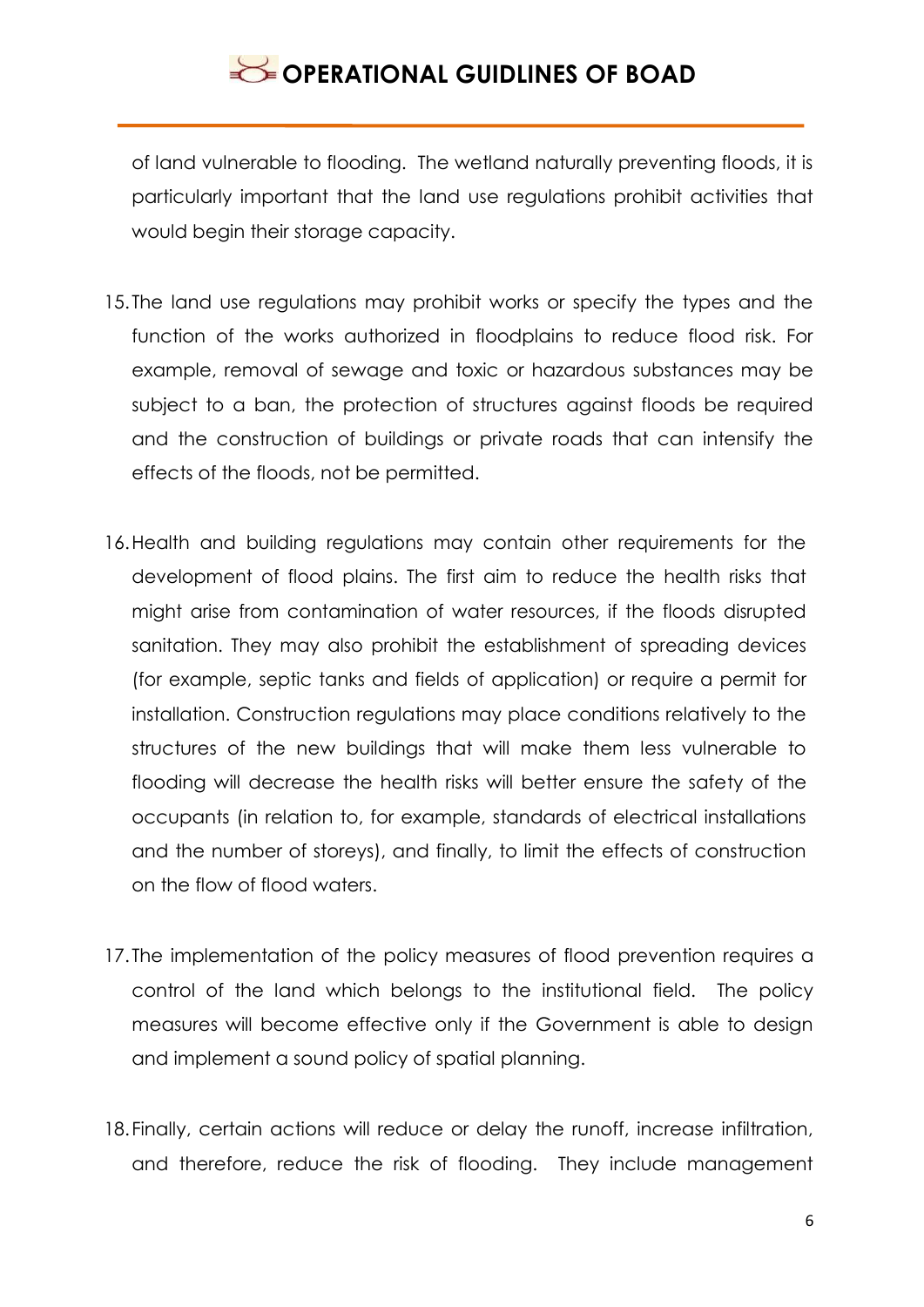of land vulnerable to flooding. The wetland naturally preventing floods, it is particularly important that the land use regulations prohibit activities that would begin their storage capacity.

15. The land use regulations may prohibit works or specify the types and the function of the works authorized in floodplains to reduce flood risk. For example, removal of sewage and toxic or hazardous substances may be subject to a ban, the protection of structures against floods be required and the construction of buildings or private roads that can intensify the effects of the floods, not be permitted.

16. Health and building regulations may contain other requirements for the development of flood plains. The first aim to reduce the health risks that might arise from contamination of water resources, if the floods disrupted sanitation. They may also prohibit the establishment of spreading devices (for example, septic tanks and fields of application) or require a permit for installation. Construction regulations may place conditions relatively to the structures of the new buildings that will make them less vulnerable to flooding will decrease the health risks will better ensure the safety of the occupants (in relation to, for example, standards of electrical installations and the number of storeys), and finally, to limit the effects of construction on the flow of flood waters.

17. The implementation of the policy measures of flood prevention requires a control of the land which belongs to the institutional field. The policy measures will become effective only if the Government is able to design and implement a sound policy of spatial planning.

18. Finally, certain actions will reduce or delay the runoff, increase infiltration, and therefore, reduce the risk of flooding. They include management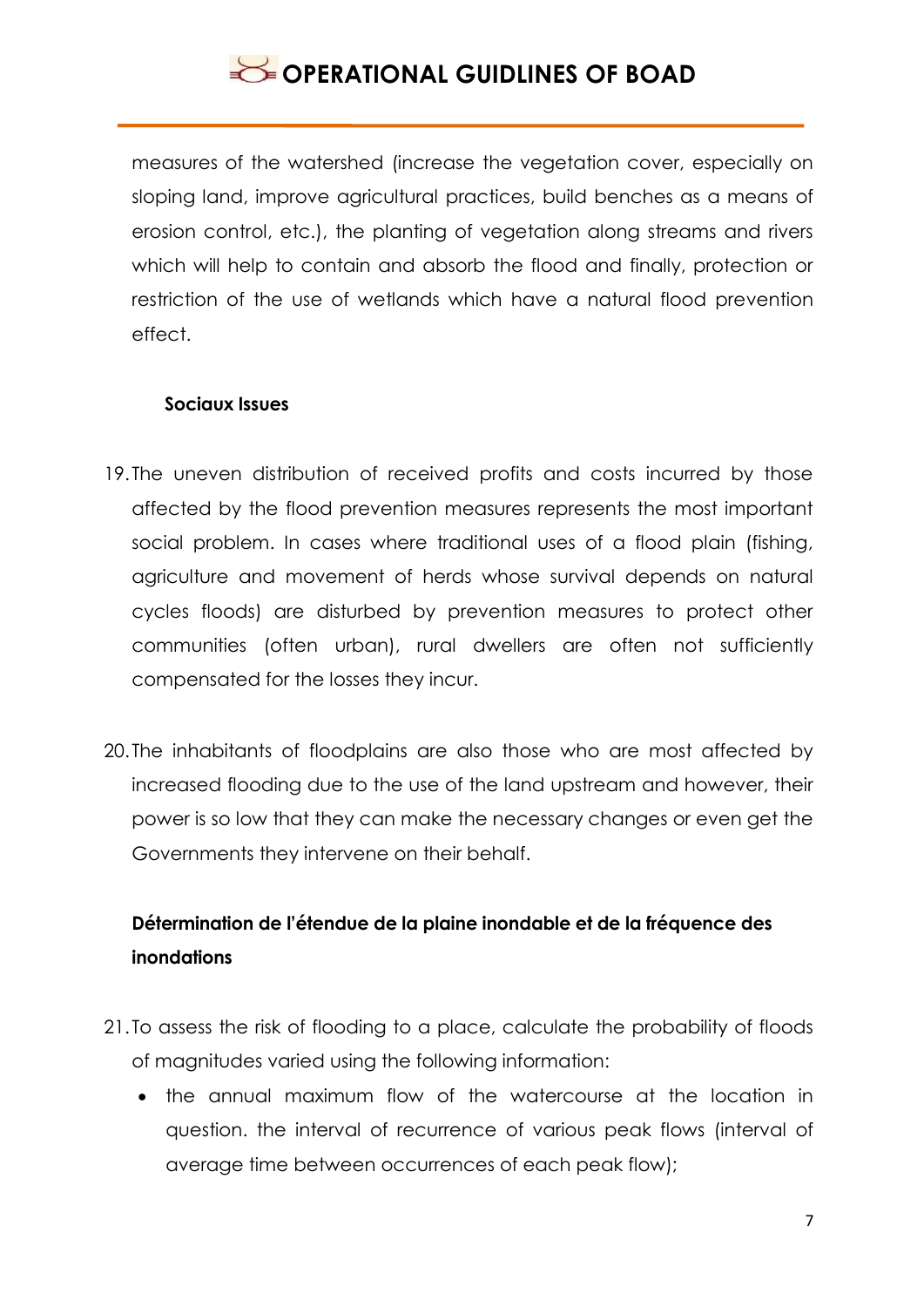measures of the watershed (increase the vegetation cover, especially on sloping land, improve agricultural practices, build benches as a means of erosion control, etc.), the planting of vegetation along streams and rivers which will help to contain and absorb the flood and finally, protection or restriction of the use of wetlands which have a natural flood prevention effect.

**Sociaux Issues**

19. The uneven distribution of received profits and costs incurred by those affected by the flood prevention measures represents the most important social problem. In cases where traditional uses of a flood plain (fishing, agriculture and movement of herds whose survival depends on natural cycles floods) are disturbed by prevention measures to protect other communities (often urban), rural dwellers are often not sufficiently compensated for the losses they incur.

20. The inhabitants of floodplains are also those who are most affected by increased flooding due to the use of the land upstream and however, their power is so low that they can make the necessary changes or even get the Governments they intervene on their behalf.

### Détermination de l'étendue de la plaine inondable et de la fréquence des inondations

21. To assess the risk of flooding to a place, calculate the probability of floods of magnitudes varied using the following information:
    - the annual maximum flow of the watercourse at the location in question. the interval of recurrence of various peak flows (interval of average time between occurrences of each peak flow);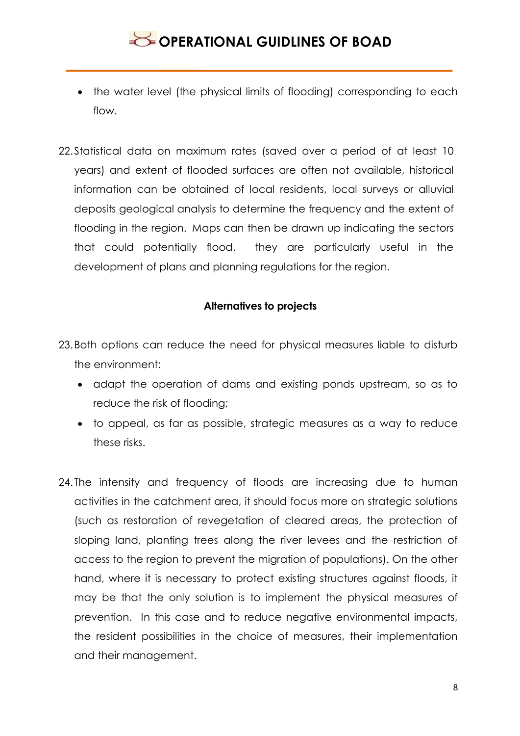- the water level (the physical limits of flooding) corresponding to each flow.

22. Statistical data on maximum rates (saved over a period of at least 10 years) and extent of flooded surfaces are often not available, historical information can be obtained of local residents, local surveys or alluvial deposits geological analysis to determine the frequency and the extent of flooding in the region. Maps can then be drawn up indicating the sectors that could potentially flood. they are particularly useful in the development of plans and planning regulations for the region.

**Alternatives to projects**

23. Both options can reduce the need for physical measures liable to disturb the environment:
    - adapt the operation of dams and existing ponds upstream, so as to reduce the risk of flooding;
    - to appeal, as far as possible, strategic measures as a way to reduce these risks.

24. The intensity and frequency of floods are increasing due to human activities in the catchment area, it should focus more on strategic solutions (such as restoration of revegetation of cleared areas, the protection of sloping land, planting trees along the river levees and the restriction of access to the region to prevent the migration of populations). On the other hand, where it is necessary to protect existing structures against floods, it may be that the only solution is to implement the physical measures of prevention. In this case and to reduce negative environmental impacts, the resident possibilities in the choice of measures, their implementation and their management.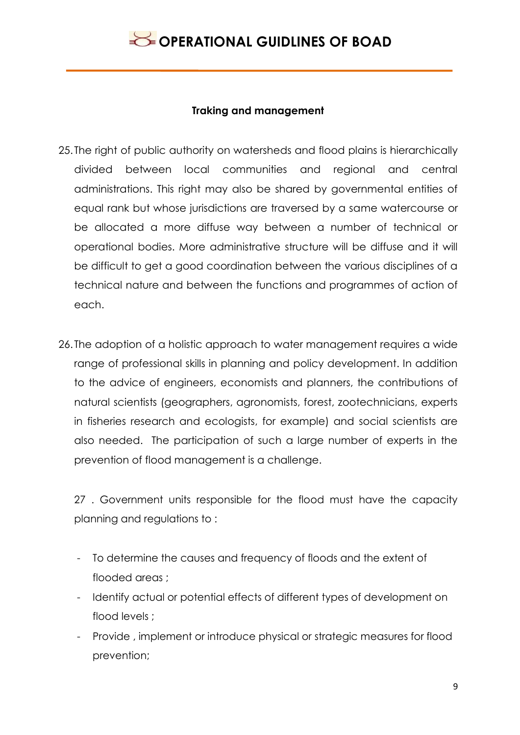### Traking and management

25. The right of public authority on watersheds and flood plains is hierarchically divided between local communities and regional and central administrations. This right may also be shared by governmental entities of equal rank but whose jurisdictions are traversed by a same watercourse or be allocated a more diffuse way between a number of technical or operational bodies. More administrative structure will be diffuse and it will be difficult to get a good coordination between the various disciplines of a technical nature and between the functions and programmes of action of each.

26. The adoption of a holistic approach to water management requires a wide range of professional skills in planning and policy development. In addition to the advice of engineers, economists and planners, the contributions of natural scientists (geographers, agronomists, forest, zootechnicians, experts in fisheries research and ecologists, for example) and social scientists are also needed. The participation of such a large number of experts in the prevention of flood management is a challenge.

27 . Government units responsible for the flood must have the capacity planning and regulations to :

- To determine the causes and frequency of floods and the extent of flooded areas ;
- Identify actual or potential effects of different types of development on flood levels ;
- Provide , implement or introduce physical or strategic measures for flood prevention;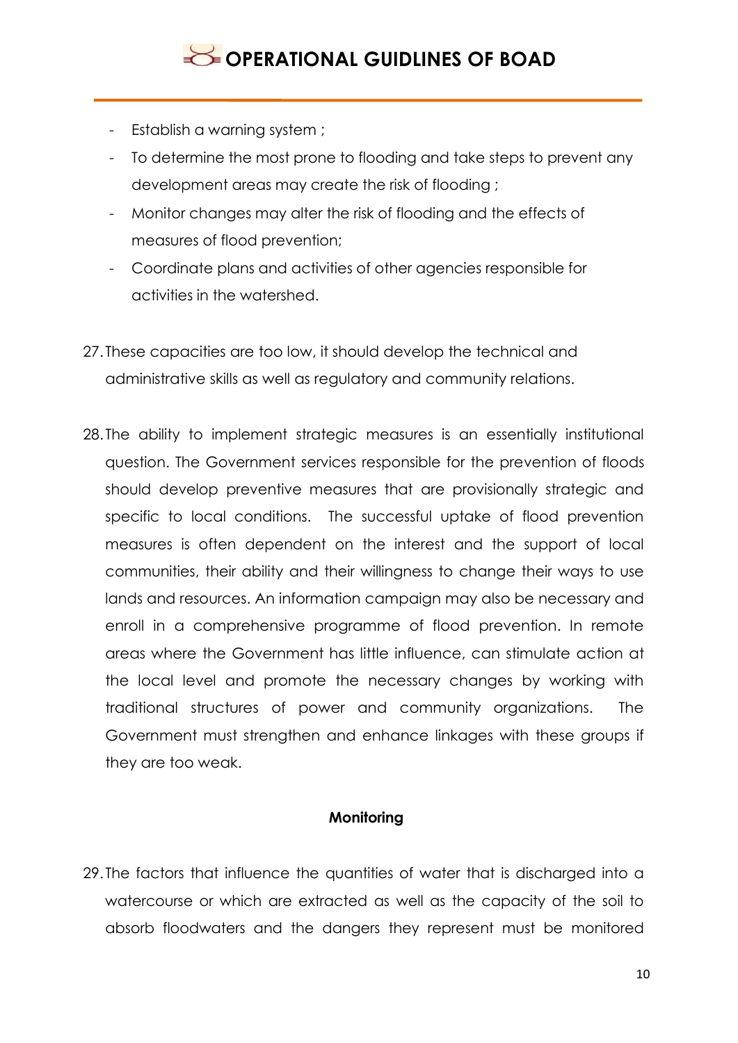- Establish a warning system ;
- To determine the most prone to flooding and take steps to prevent any development areas may create the risk of flooding ;
- Monitor changes may alter the risk of flooding and the effects of measures of flood prevention;
- Coordinate plans and activities of other agencies responsible for activities in the watershed.

27. These capacities are too low, it should develop the technical and administrative skills as well as regulatory and community relations.

28. The ability to implement strategic measures is an essentially institutional question. The Government services responsible for the prevention of floods should develop preventive measures that are provisionally strategic and specific to local conditions. The successful uptake of flood prevention measures is often dependent on the interest and the support of local communities, their ability and their willingness to change their ways to use lands and resources. An information campaign may also be necessary and enroll in a comprehensive programme of flood prevention. In remote areas where the Government has little influence, can stimulate action at the local level and promote the necessary changes by working with traditional structures of power and community organizations. The Government must strengthen and enhance linkages with these groups if they are too weak.

### Monitoring

29. The factors that influence the quantities of water that is discharged into a watercourse or which are extracted as well as the capacity of the soil to absorb floodwaters and the dangers they represent must be monitored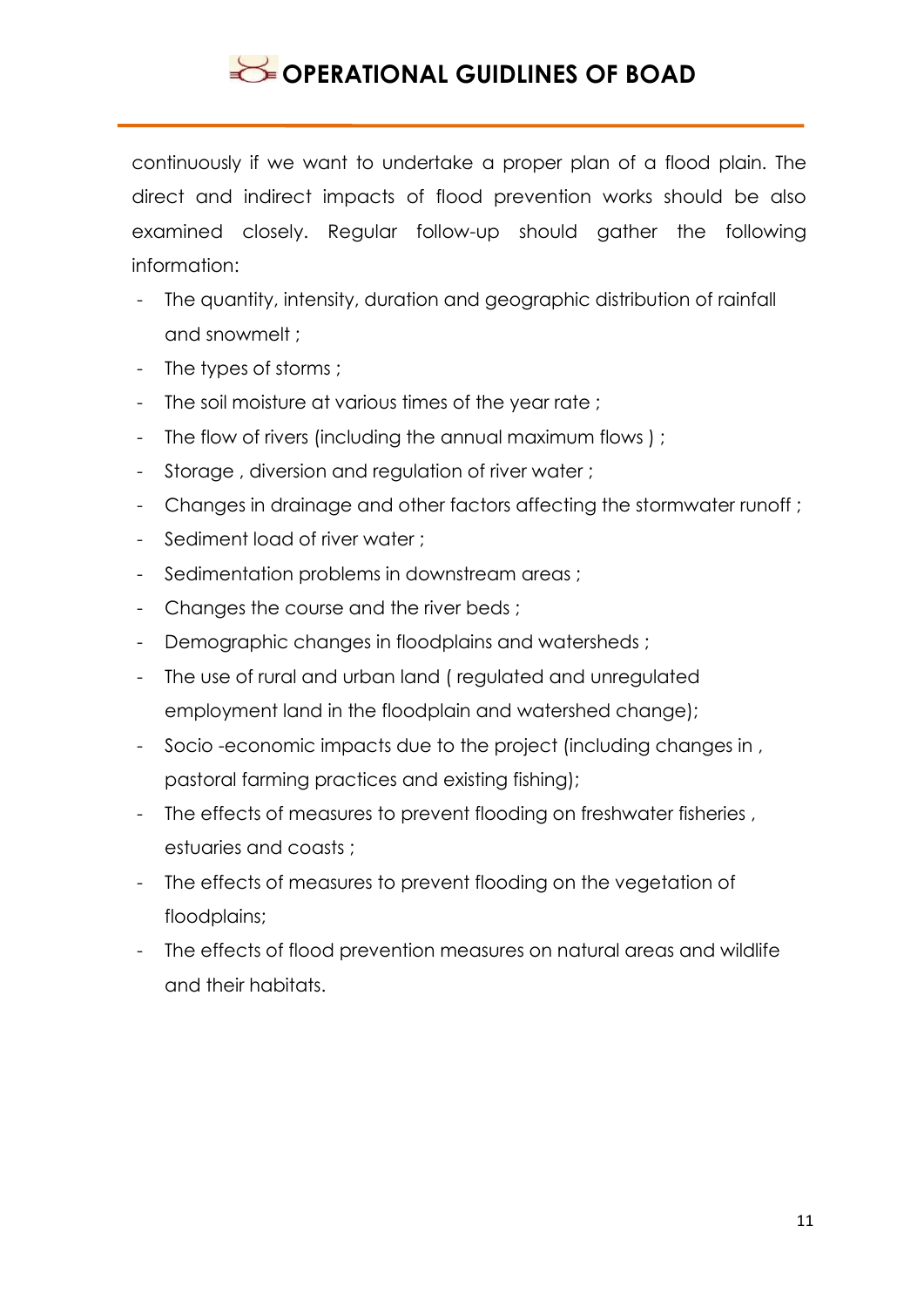continuously if we want to undertake a proper plan of a flood plain. The direct and indirect impacts of flood prevention works should be also examined closely. Regular follow-up should gather the following information:

- The quantity, intensity, duration and geographic distribution of rainfall and snowmelt ;
- The types of storms ;
- The soil moisture at various times of the year rate ;
- The flow of rivers (including the annual maximum flows ) ;
- Storage , diversion and regulation of river water ;
- Changes in drainage and other factors affecting the stormwater runoff ;
- Sediment load of river water ;
- Sedimentation problems in downstream areas ;
- Changes the course and the river beds ;
- Demographic changes in floodplains and watersheds ;
- The use of rural and urban land ( regulated and unregulated employment land in the floodplain and watershed change);
- Socio -economic impacts due to the project (including changes in , pastoral farming practices and existing fishing);
- The effects of measures to prevent flooding on freshwater fisheries , estuaries and coasts ;
- The effects of measures to prevent flooding on the vegetation of floodplains;
- The effects of flood prevention measures on natural areas and wildlife and their habitats.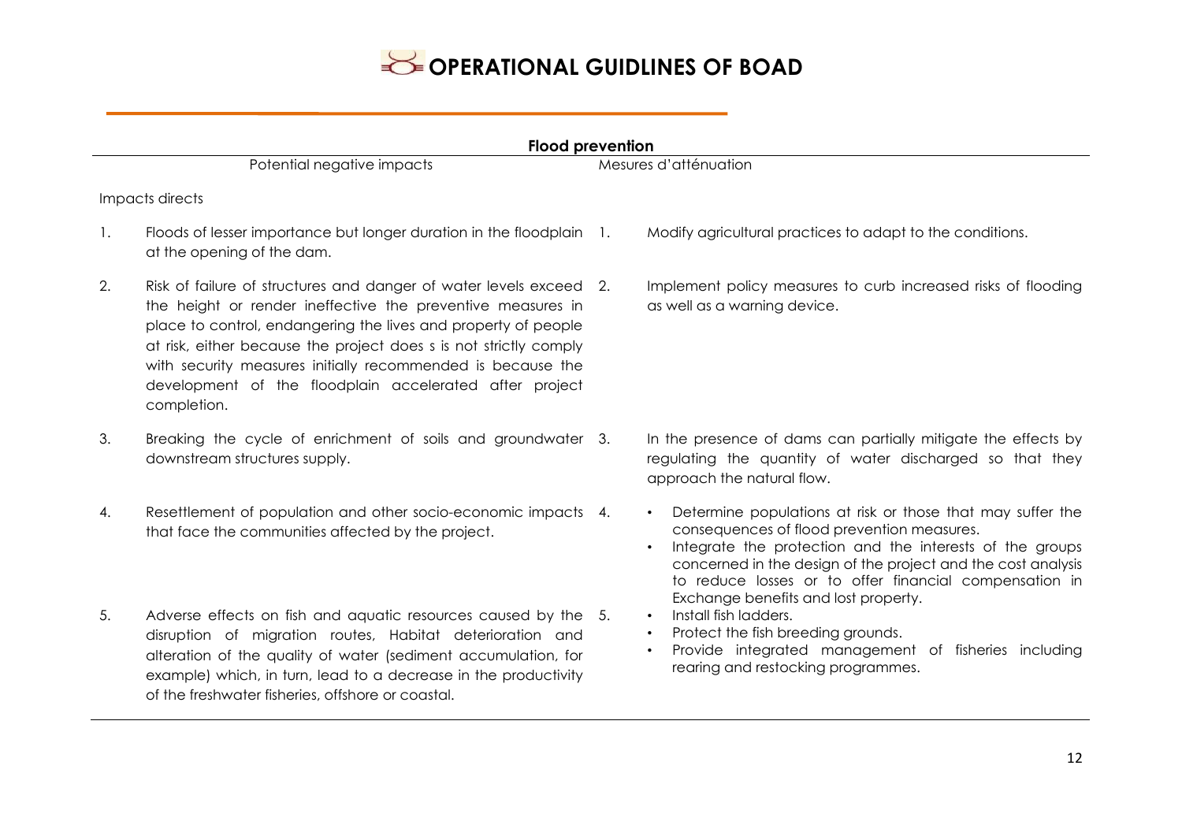**Flood prevention**

| Potential negative impacts | Mesures d'atténuation |
|---|---|
| **Impacts directs** | |
| 1. Floods of lesser importance but longer duration in the floodplain at the opening of the dam. | 1. Modify agricultural practices to adapt to the conditions. |
| 2. Risk of failure of structures and danger of water levels exceed the height or render ineffective the preventive measures in place to control, endangering the lives and property of people at risk, either because the project does s is not strictly comply with security measures initially recommended is because the development of the floodplain accelerated after project completion. | 2. Implement policy measures to curb increased risks of flooding as well as a warning device. |
| 3. Breaking the cycle of enrichment of soils and groundwater downstream structures supply. | 3. In the presence of dams can partially mitigate the effects by regulating the quantity of water discharged so that they approach the natural flow. |
| 4. Resettlement of population and other socio-economic impacts that face the communities affected by the project. | 4. • Determine populations at risk or those that may suffer the consequences of flood prevention measures. <br> • Integrate the protection and the interests of the groups concerned in the design of the project and the cost analysis to reduce losses or to offer financial compensation in Exchange benefits and lost property. |
| 5. Adverse effects on fish and aquatic resources caused by the disruption of migration routes, Habitat deterioration and alteration of the quality of water (sediment accumulation, for example) which, in turn, lead to a decrease in the productivity of the freshwater fisheries, offshore or coastal. | 5. • Install fish ladders. <br> • Protect the fish breeding grounds. <br> • Provide integrated management of fisheries including rearing and restocking programmes. |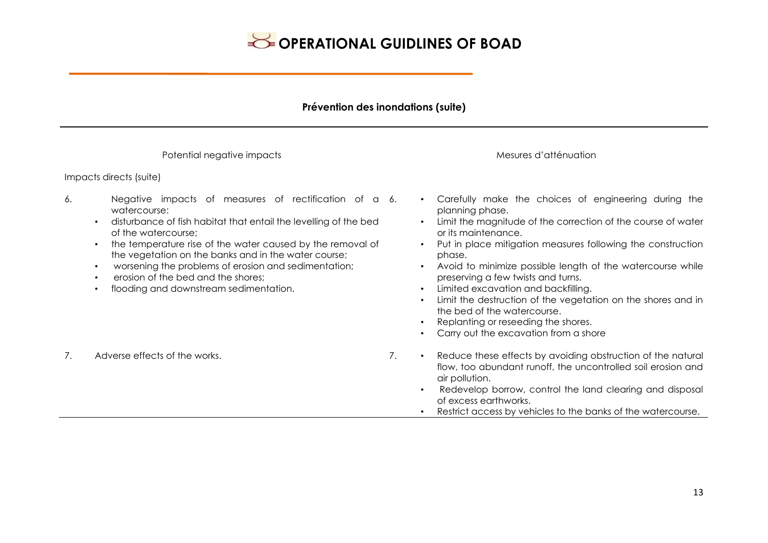### Prévention des inondations (suite)

| Potential negative impacts | Mesures d'atténuation |
|---|---|
| **Impacts directs (suite)** | |
| 6. Negative impacts of measures of rectification of a watercourse:<br>• disturbance of fish habitat that entail the levelling of the bed of the watercourse;<br>• the temperature rise of the water caused by the removal of the vegetation on the banks and in the water course;<br>• worsening the problems of erosion and sedimentation;<br>• erosion of the bed and the shores;<br>• flooding and downstream sedimentation. | 6.<br>• Carefully make the choices of engineering during the planning phase.<br>• Limit the magnitude of the correction of the course of water or its maintenance.<br>• Put in place mitigation measures following the construction phase.<br>• Avoid to minimize possible length of the watercourse while preserving a few twists and turns.<br>• Limited excavation and backfilling.<br>• Limit the destruction of the vegetation on the shores and in the bed of the watercourse.<br>• Replanting or reseeding the shores.<br>• Carry out the excavation from a shore |
| 7. Adverse effects of the works. | 7.<br>• Reduce these effects by avoiding obstruction of the natural flow, too abundant runoff, the uncontrolled soil erosion and air pollution.<br>• Redevelop borrow, control the land clearing and disposal of excess earthworks.<br>• Restrict access by vehicles to the banks of the watercourse. |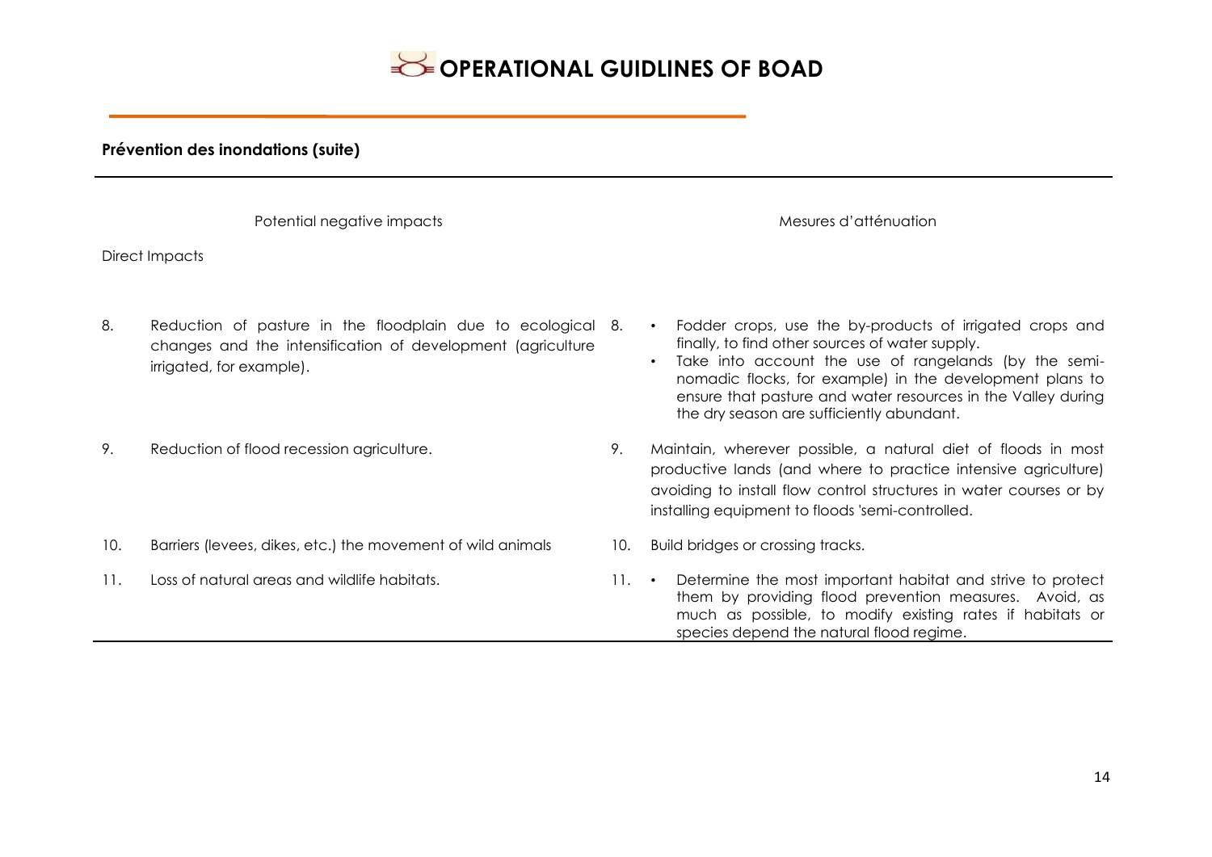**Prévention des inondations (suite)**

| Potential negative impacts | Mesures d'atténuation |
|---|---|
| **Direct Impacts** | |
| 8. Reduction of pasture in the floodplain due to ecological changes and the intensification of development (agriculture irrigated, for example). | 8. • Fodder crops, use the by-products of irrigated crops and finally, to find other sources of water supply. • Take into account the use of rangelands (by the semi-nomadic flocks, for example) in the development plans to ensure that pasture and water resources in the Valley during the dry season are sufficiently abundant. |
| 9. Reduction of flood recession agriculture. | 9. Maintain, wherever possible, a natural diet of floods in most productive lands (and where to practice intensive agriculture) avoiding to install flow control structures in water courses or by installing equipment to floods 'semi-controlled. |
| 10. Barriers (levees, dikes, etc.) the movement of wild animals | 10. Build bridges or crossing tracks. |
| 11. Loss of natural areas and wildlife habitats. | 11. • Determine the most important habitat and strive to protect them by providing flood prevention measures. Avoid, as much as possible, to modify existing rates if habitats or species depend the natural flood regime. |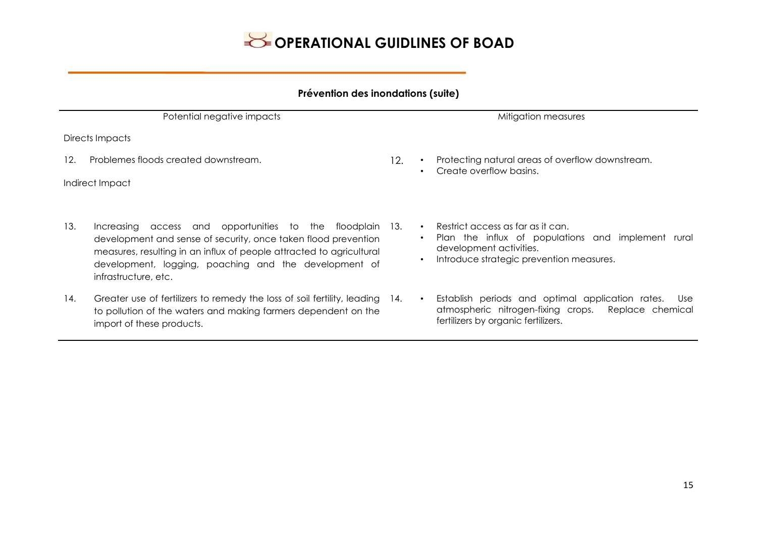**Prévention des inondations (suite)**

| Potential negative impacts | Mitigation measures |
|---|---|
| Directs Impacts | |
| 12. Problemes floods created downstream. | 12. • Protecting natural areas of overflow downstream. • Create overflow basins. |
| Indirect Impact | |
| 13. Increasing access and opportunities to the floodplain development and sense of security, once taken flood prevention measures, resulting in an influx of people attracted to agricultural development, logging, poaching and the development of infrastructure, etc. | 13. • Restrict access as far as it can. • Plan the influx of populations and implement rural development activities. • Introduce strategic prevention measures. |
| 14. Greater use of fertilizers to remedy the loss of soil fertility, leading to pollution of the waters and making farmers dependent on the import of these products. | 14. • Establish periods and optimal application rates. Use atmospheric nitrogen-fixing crops. Replace chemical fertilizers by organic fertilizers. |